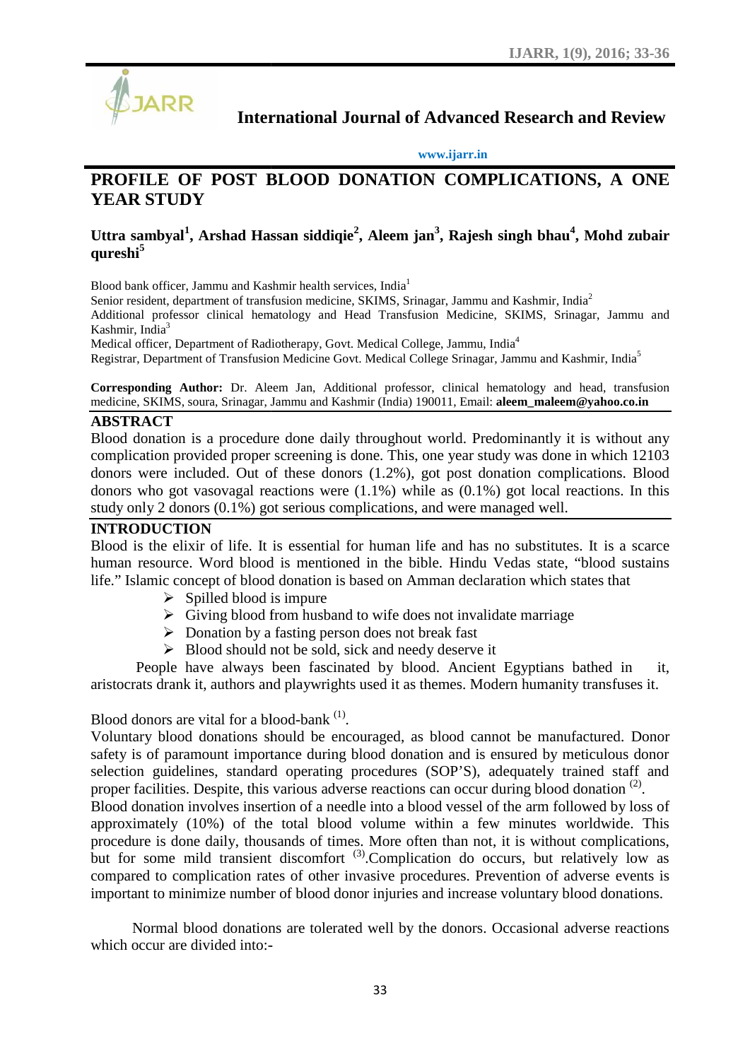International Journal of Advanced Research and Review

www.ijarr.in

# PROFILE OF POST BLOOD DONATION COMPLICATIONS, A ONE YEAR STUDY

**Uttra sambyal[1], Arshad Hassan siddiqie[2], Aleem jan[3], Rajesh singh bhau[4], Mohd zubair qureshi[5]**

Blood bank officer, Jammu and Kashmir health services, India[1]
Senior resident, department of transfusion medicine, SKIMS, Srinagar, Jammu and Kashmir, India[2]
Additional professor clinical hematology and Head Transfusion Medicine, SKIMS, Srinagar, Jammu and Kashmir, India[3]
Medical officer, Department of Radiotherapy, Govt. Medical College, Jammu, India[4]
Registrar, Department of Transfusion Medicine Govt. Medical College Srinagar, Jammu and Kashmir, India[5]

**Corresponding Author:** Dr. Aleem Jan, Additional professor, clinical hematology and head, transfusion medicine, SKIMS, soura, Srinagar, Jammu and Kashmir (India) 190011, Email: **aleem_maleem@yahoo.co.in**

## ABSTRACT

Blood donation is a procedure done daily throughout world. Predominantly it is without any complication provided proper screening is done. This, one year study was done in which 12103 donors were included. Out of these donors (1.2%), got post donation complications. Blood donors who got vasovagal reactions were (1.1%) while as (0.1%) got local reactions. In this study only 2 donors (0.1%) got serious complications, and were managed well.

## INTRODUCTION

Blood is the elixir of life. It is essential for human life and has no substitutes. It is a scarce human resource. Word blood is mentioned in the bible. Hindu Vedas state, "blood sustains life." Islamic concept of blood donation is based on Amman declaration which states that

- Spilled blood is impure
- Giving blood from husband to wife does not invalidate marriage
- Donation by a fasting person does not break fast
- Blood should not be sold, sick and needy deserve it

People have always been fascinated by blood. Ancient Egyptians bathed in it, aristocrats drank it, authors and playwrights used it as themes. Modern humanity transfuses it.

Blood donors are vital for a blood-bank [(1)].

Voluntary blood donations should be encouraged, as blood cannot be manufactured. Donor safety is of paramount importance during blood donation and is ensured by meticulous donor selection guidelines, standard operating procedures (SOP'S), adequately trained staff and proper facilities. Despite, this various adverse reactions can occur during blood donation [(2)].

Blood donation involves insertion of a needle into a blood vessel of the arm followed by loss of approximately (10%) of the total blood volume within a few minutes worldwide. This procedure is done daily, thousands of times. More often than not, it is without complications, but for some mild transient discomfort [(3)].Complication do occurs, but relatively low as compared to complication rates of other invasive procedures. Prevention of adverse events is important to minimize number of blood donor injuries and increase voluntary blood donations.

Normal blood donations are tolerated well by the donors. Occasional adverse reactions which occur are divided into:-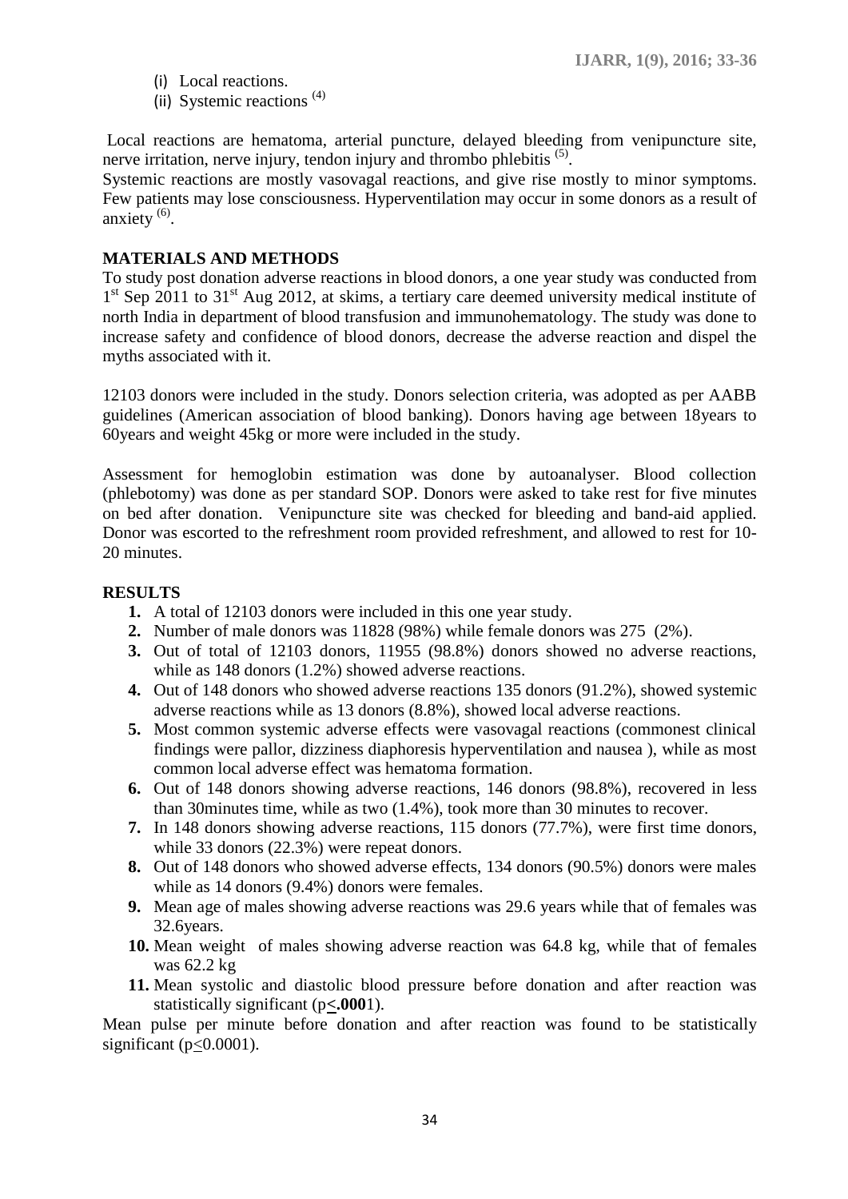(i) Local reactions.
(ii) Systemic reactions [4]

Local reactions are hematoma, arterial puncture, delayed bleeding from venipuncture site, nerve irritation, nerve injury, tendon injury and thrombo phlebitis [5].
Systemic reactions are mostly vasovagal reactions, and give rise mostly to minor symptoms. Few patients may lose consciousness. Hyperventilation may occur in some donors as a result of anxiety [6].

## MATERIALS AND METHODS

To study post donation adverse reactions in blood donors, a one year study was conducted from 1st Sep 2011 to 31st Aug 2012, at skims, a tertiary care deemed university medical institute of north India in department of blood transfusion and immunohematology. The study was done to increase safety and confidence of blood donors, decrease the adverse reaction and dispel the myths associated with it.

12103 donors were included in the study. Donors selection criteria, was adopted as per AABB guidelines (American association of blood banking). Donors having age between 18years to 60years and weight 45kg or more were included in the study.

Assessment for hemoglobin estimation was done by autoanalyser. Blood collection (phlebotomy) was done as per standard SOP. Donors were asked to take rest for five minutes on bed after donation. Venipuncture site was checked for bleeding and band-aid applied. Donor was escorted to the refreshment room provided refreshment, and allowed to rest for 10-20 minutes.

## RESULTS

1. A total of 12103 donors were included in this one year study.
2. Number of male donors was 11828 (98%) while female donors was 275 (2%).
3. Out of total of 12103 donors, 11955 (98.8%) donors showed no adverse reactions, while as 148 donors (1.2%) showed adverse reactions.
4. Out of 148 donors who showed adverse reactions 135 donors (91.2%), showed systemic adverse reactions while as 13 donors (8.8%), showed local adverse reactions.
5. Most common systemic adverse effects were vasovagal reactions (commonest clinical findings were pallor, dizziness diaphoresis hyperventilation and nausea ), while as most common local adverse effect was hematoma formation.
6. Out of 148 donors showing adverse reactions, 146 donors (98.8%), recovered in less than 30minutes time, while as two (1.4%), took more than 30 minutes to recover.
7. In 148 donors showing adverse reactions, 115 donors (77.7%), were first time donors, while 33 donors (22.3%) were repeat donors.
8. Out of 148 donors who showed adverse effects, 134 donors (90.5%) donors were males while as 14 donors (9.4%) donors were females.
9. Mean age of males showing adverse reactions was 29.6 years while that of females was 32.6years.
10. Mean weight of males showing adverse reaction was 64.8 kg, while that of females was 62.2 kg
11. Mean systolic and diastolic blood pressure before donation and after reaction was statistically significant ($p \leq .0001$).

Mean pulse per minute before donation and after reaction was found to be statistically significant ($p \leq 0.0001$).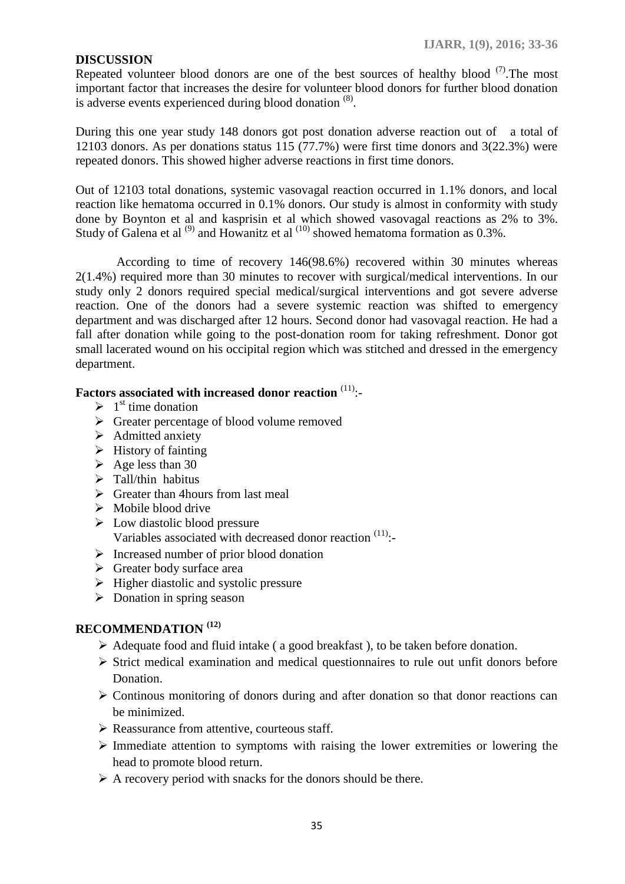## DISCUSSION

Repeated volunteer blood donors are one of the best sources of healthy blood [7].The most important factor that increases the desire for volunteer blood donors for further blood donation is adverse events experienced during blood donation [8].

During this one year study 148 donors got post donation adverse reaction out of a total of 12103 donors. As per donations status 115 (77.7%) were first time donors and 3(22.3%) were repeated donors. This showed higher adverse reactions in first time donors.

Out of 12103 total donations, systemic vasovagal reaction occurred in 1.1% donors, and local reaction like hematoma occurred in 0.1% donors. Our study is almost in conformity with study done by Boynton et al and kasprisin et al which showed vasovagal reactions as 2% to 3%. Study of Galena et al [9] and Howanitz et al [10] showed hematoma formation as 0.3%.

According to time of recovery 146(98.6%) recovered within 30 minutes whereas 2(1.4%) required more than 30 minutes to recover with surgical/medical interventions. In our study only 2 donors required special medical/surgical interventions and got severe adverse reaction. One of the donors had a severe systemic reaction was shifted to emergency department and was discharged after 12 hours. Second donor had vasovagal reaction. He had a fall after donation while going to the post-donation room for taking refreshment. Donor got small lacerated wound on his occipital region which was stitched and dressed in the emergency department.

**Factors associated with increased donor reaction** [11]:-

- 1st time donation
- Greater percentage of blood volume removed
- Admitted anxiety
- History of fainting
- Age less than 30
- Tall/thin habitus
- Greater than 4hours from last meal
- Mobile blood drive
- Low diastolic blood pressure

Variables associated with decreased donor reaction [11]:-

- Increased number of prior blood donation
- Greater body surface area
- Higher diastolic and systolic pressure
- Donation in spring season

## RECOMMENDATION [12]

- Adequate food and fluid intake ( a good breakfast ), to be taken before donation.
- Strict medical examination and medical questionnaires to rule out unfit donors before Donation.
- Continous monitoring of donors during and after donation so that donor reactions can be minimized.
- Reassurance from attentive, courteous staff.
- Immediate attention to symptoms with raising the lower extremities or lowering the head to promote blood return.
- A recovery period with snacks for the donors should be there.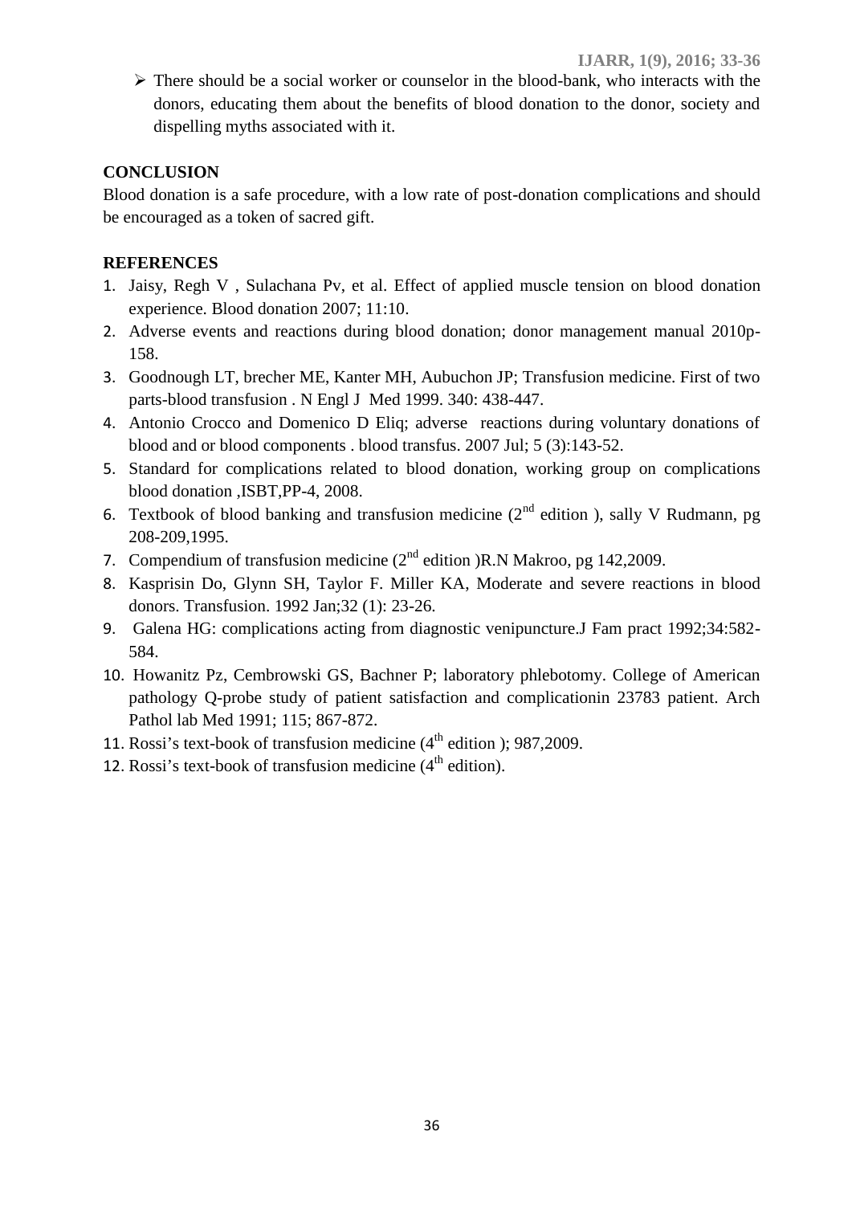- There should be a social worker or counselor in the blood-bank, who interacts with the donors, educating them about the benefits of blood donation to the donor, society and dispelling myths associated with it.

## CONCLUSION

Blood donation is a safe procedure, with a low rate of post-donation complications and should be encouraged as a token of sacred gift.

## REFERENCES

1. Jaisy, Regh V , Sulachana Pv, et al. Effect of applied muscle tension on blood donation experience. Blood donation 2007; 11:10.
2. Adverse events and reactions during blood donation; donor management manual 2010p-158.
3. Goodnough LT, brecher ME, Kanter MH, Aubuchon JP; Transfusion medicine. First of two parts-blood transfusion . N Engl J Med 1999. 340: 438-447.
4. Antonio Crocco and Domenico D Eliq; adverse reactions during voluntary donations of blood and or blood components . blood transfus. 2007 Jul; 5 (3):143-52.
5. Standard for complications related to blood donation, working group on complications blood donation ,ISBT,PP-4, 2008.
6. Textbook of blood banking and transfusion medicine (2nd edition ), sally V Rudmann, pg 208-209,1995.
7. Compendium of transfusion medicine (2nd edition )R.N Makroo, pg 142,2009.
8. Kasprisin Do, Glynn SH, Taylor F. Miller KA, Moderate and severe reactions in blood donors. Transfusion. 1992 Jan;32 (1): 23-26.
9. Galena HG: complications acting from diagnostic venipuncture.J Fam pract 1992;34:582-584.
10. Howanitz Pz, Cembrowski GS, Bachner P; laboratory phlebotomy. College of American pathology Q-probe study of patient satisfaction and complicationin 23783 patient. Arch Pathol lab Med 1991; 115; 867-872.
11. Rossi's text-book of transfusion medicine (4th edition ); 987,2009.
12. Rossi's text-book of transfusion medicine (4th edition).